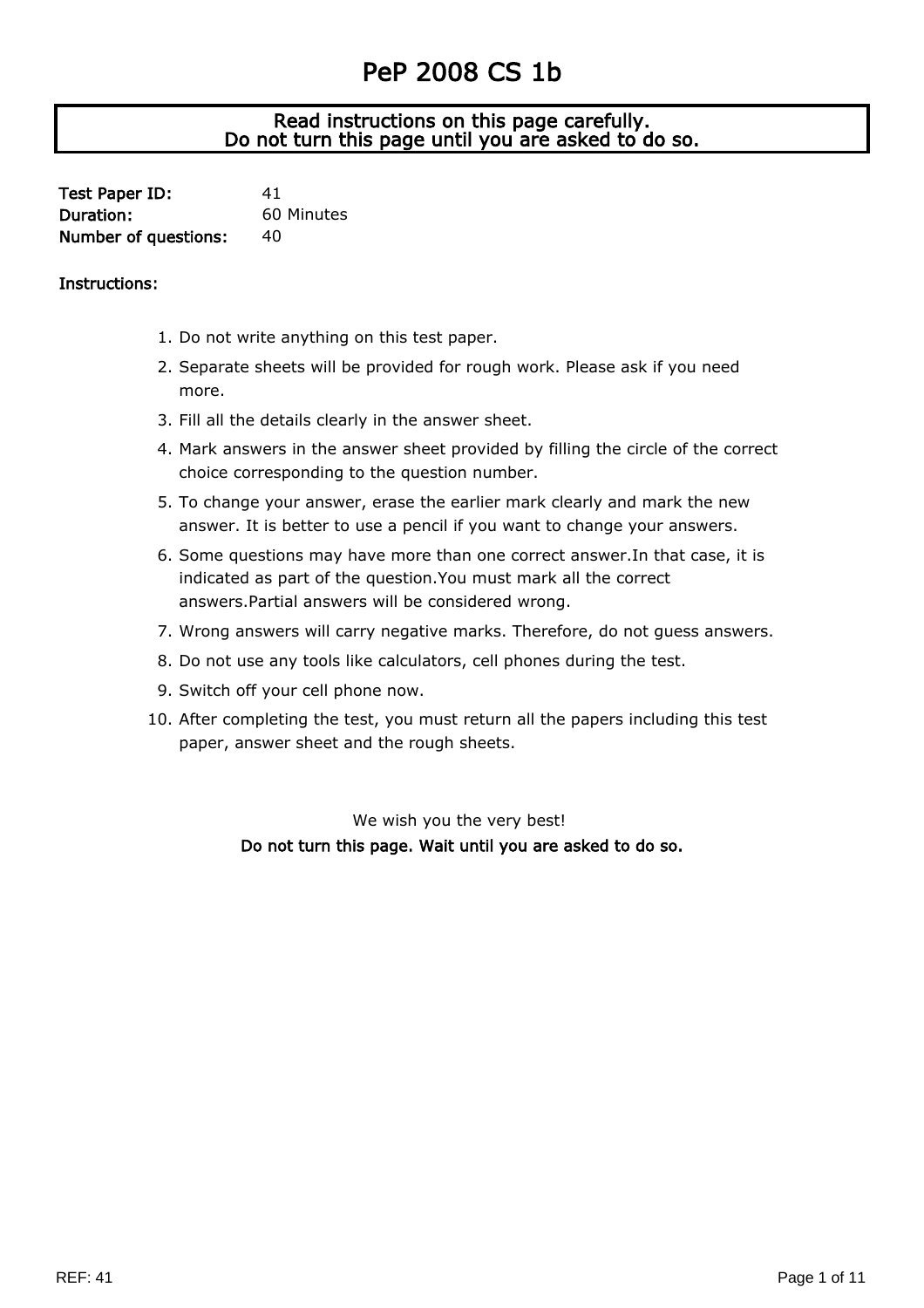# PeP 2008 CS 1b

**Read instructions on this page carefully.**
**Do not turn this page until you are asked to do so.**

| | |
|---|---|
| **Test Paper ID:** | 41 |
| **Duration:** | 60 Minutes |
| **Number of questions:** | 40 |

**Instructions:**

1. Do not write anything on this test paper.
2. Separate sheets will be provided for rough work. Please ask if you need more.
3. Fill all the details clearly in the answer sheet.
4. Mark answers in the answer sheet provided by filling the circle of the correct choice corresponding to the question number.
5. To change your answer, erase the earlier mark clearly and mark the new answer. It is better to use a pencil if you want to change your answers.
6. Some questions may have more than one correct answer.In that case, it is indicated as part of the question.You must mark all the correct answers.Partial answers will be considered wrong.
7. Wrong answers will carry negative marks. Therefore, do not guess answers.
8. Do not use any tools like calculators, cell phones during the test.
9. Switch off your cell phone now.
10. After completing the test, you must return all the papers including this test paper, answer sheet and the rough sheets.

We wish you the very best!

**Do not turn this page. Wait until you are asked to do so.**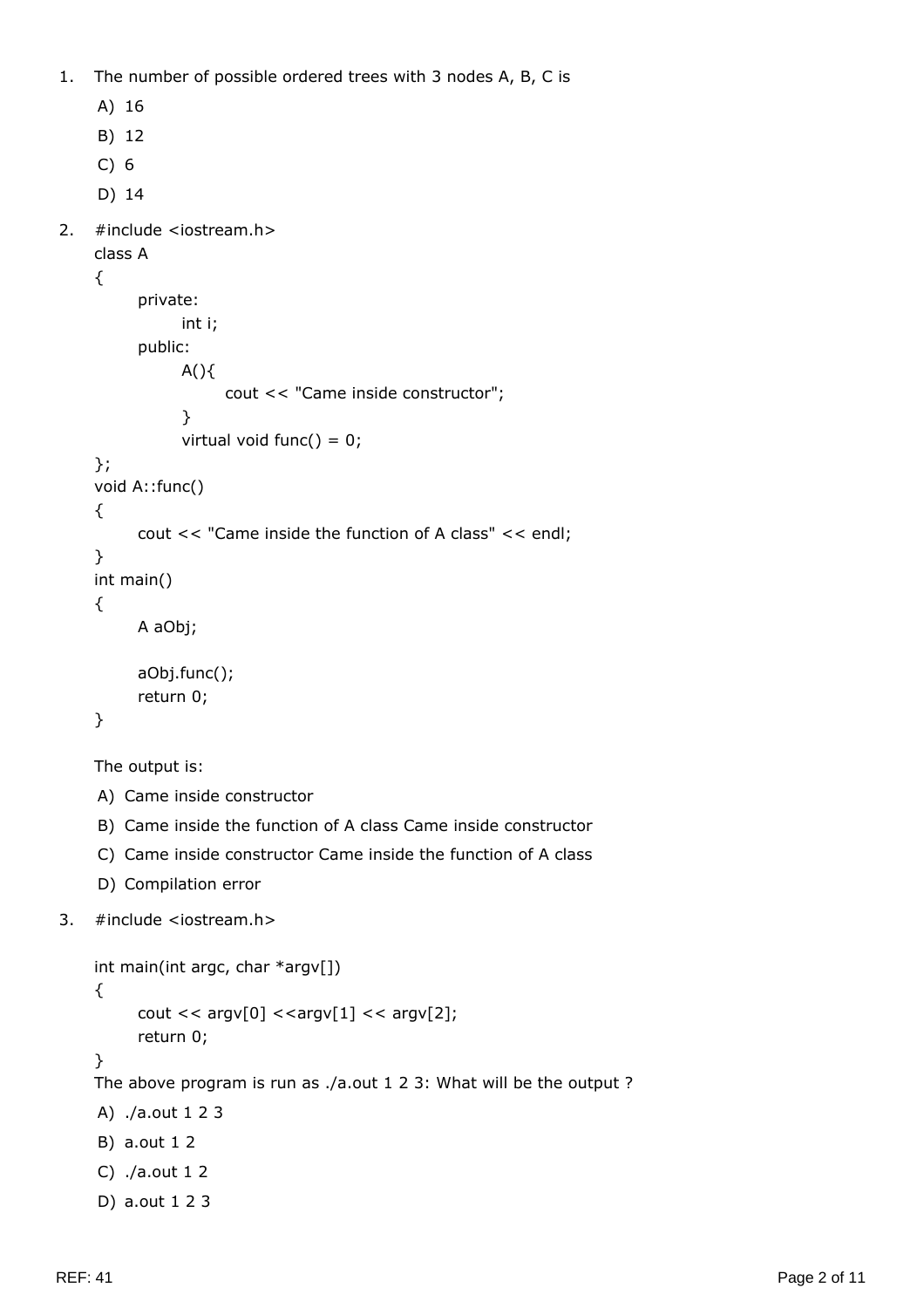1. The number of possible ordered trees with 3 nodes A, B, C is

   A) 16

   B) 12

   C) 6

   D) 14

2. 
```
#include <iostream.h>
class A
{
      private:
            int i;
      public:
            A(){
                  cout << "Came inside constructor";
            }
            virtual void func() = 0;
};
void A::func()
{
      cout << "Came inside the function of A class" << endl;
}
int main()
{
      A aObj;

      aObj.func();
      return 0;
}
```

   The output is:

   A) Came inside constructor

   B) Came inside the function of A class Came inside constructor

   C) Came inside constructor Came inside the function of A class

   D) Compilation error

3. 
```
#include <iostream.h>

int main(int argc, char *argv[])
{
      cout << argv[0] <<argv[1] << argv[2];
      return 0;
}
```

   The above program is run as ./a.out 1 2 3: What will be the output ?

   A) ./a.out 1 2 3

   B) a.out 1 2

   C) ./a.out 1 2

   D) a.out 1 2 3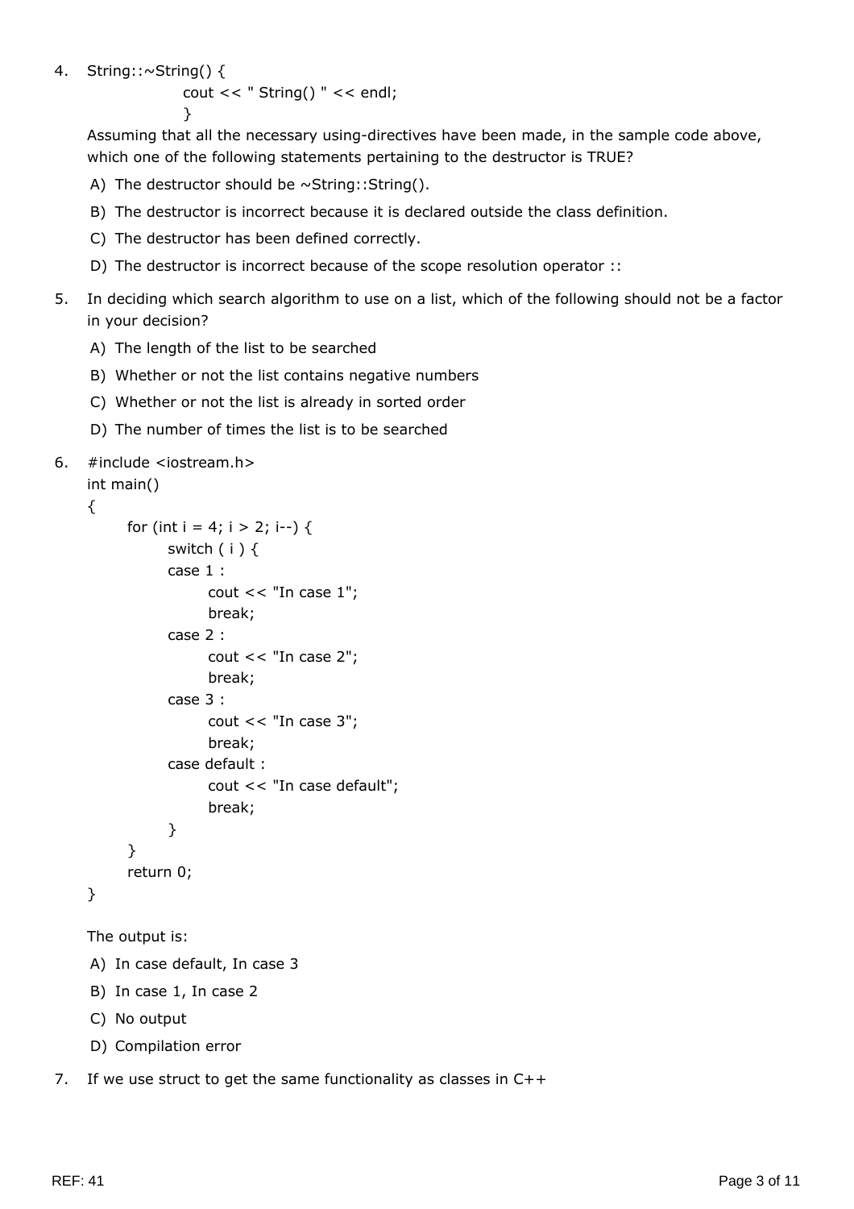4. String::~String() {
   cout << " String() " << endl;
   }

   Assuming that all the necessary using-directives have been made, in the sample code above, which one of the following statements pertaining to the destructor is TRUE?

   A) The destructor should be ~String::String().
   B) The destructor is incorrect because it is declared outside the class definition.
   C) The destructor has been defined correctly.
   D) The destructor is incorrect because of the scope resolution operator ::

5. In deciding which search algorithm to use on a list, which of the following should not be a factor in your decision?

   A) The length of the list to be searched
   B) Whether or not the list contains negative numbers
   C) Whether or not the list is already in sorted order
   D) The number of times the list is to be searched

6. 
```
#include <iostream.h>
int main()
{
      for (int i = 4; i > 2; i--) {
            switch ( i ) {
            case 1 :
                  cout << "In case 1";
                  break;
            case 2 :
                  cout << "In case 2";
                  break;
            case 3 :
                  cout << "In case 3";
                  break;
            case default :
                  cout << "In case default";
                  break;
            }
      }
      return 0;
}
```

   The output is:

   A) In case default, In case 3
   B) In case 1, In case 2
   C) No output
   D) Compilation error

7. If we use struct to get the same functionality as classes in C++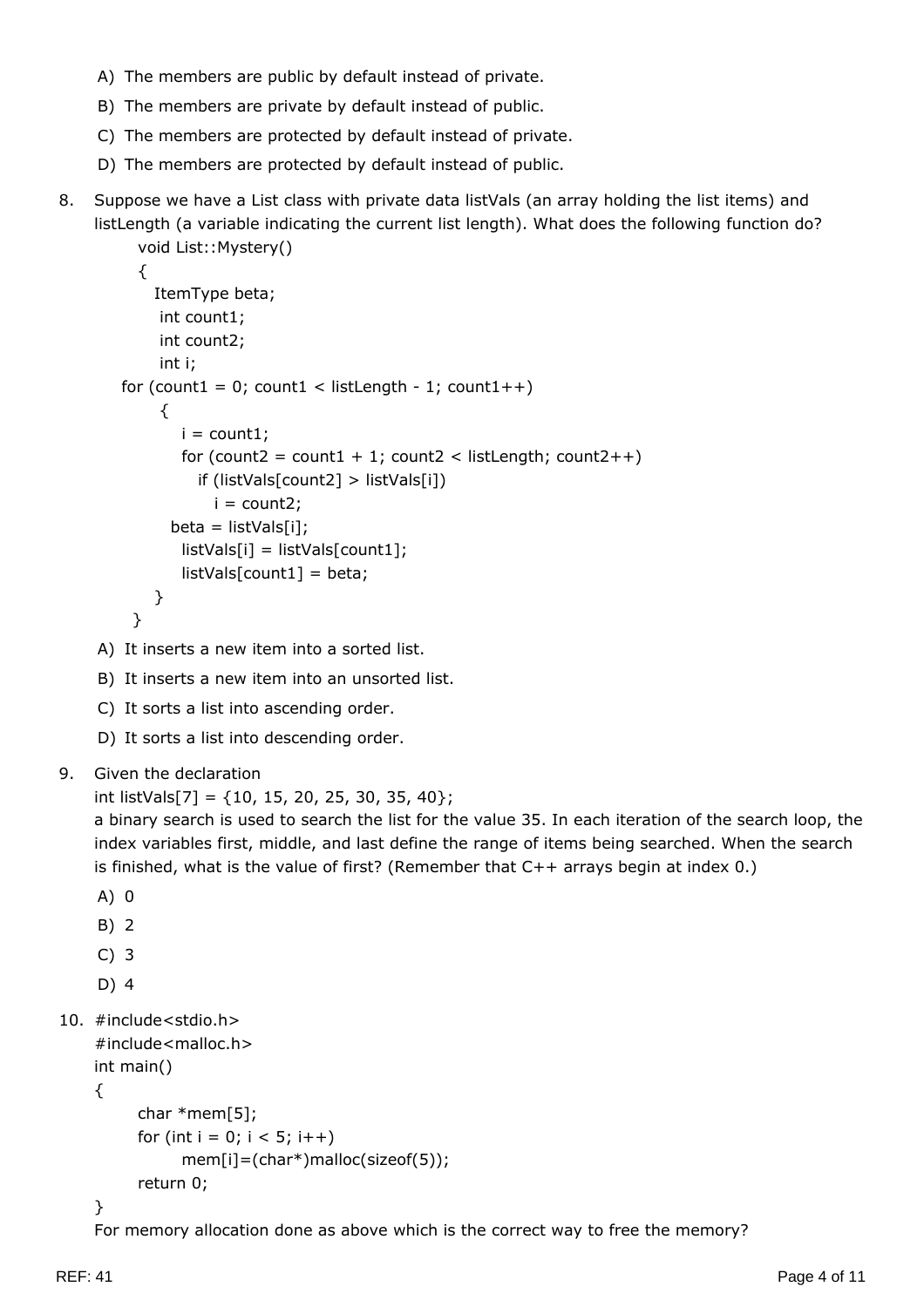A) The members are public by default instead of private.

B) The members are private by default instead of public.

C) The members are protected by default instead of private.

D) The members are protected by default instead of public.

8. Suppose we have a List class with private data listVals (an array holding the list items) and listLength (a variable indicating the current list length). What does the following function do?

```
void List::Mystery()
{
   ItemType beta;
    int count1;
    int count2;
    int i;
for (count1 = 0; count1 < listLength - 1; count1++)
    {
       i = count1;
       for (count2 = count1 + 1; count2 < listLength; count2++)
          if (listVals[count2] > listVals[i])
             i = count2;
      beta = listVals[i];
       listVals[i] = listVals[count1];
       listVals[count1] = beta;
   }
 }
```

A) It inserts a new item into a sorted list.

B) It inserts a new item into an unsorted list.

C) It sorts a list into ascending order.

D) It sorts a list into descending order.

9. Given the declaration
int listVals[7] = {10, 15, 20, 25, 30, 35, 40};
a binary search is used to search the list for the value 35. In each iteration of the search loop, the index variables first, middle, and last define the range of items being searched. When the search is finished, what is the value of first? (Remember that C++ arrays begin at index 0.)

A) 0

B) 2

C) 3

D) 4

10.
```
#include<stdio.h>
#include<malloc.h>
int main()
{
      char *mem[5];
      for (int i = 0; i < 5; i++)
            mem[i]=(char*)malloc(sizeof(5));
      return 0;
}
```
For memory allocation done as above which is the correct way to free the memory?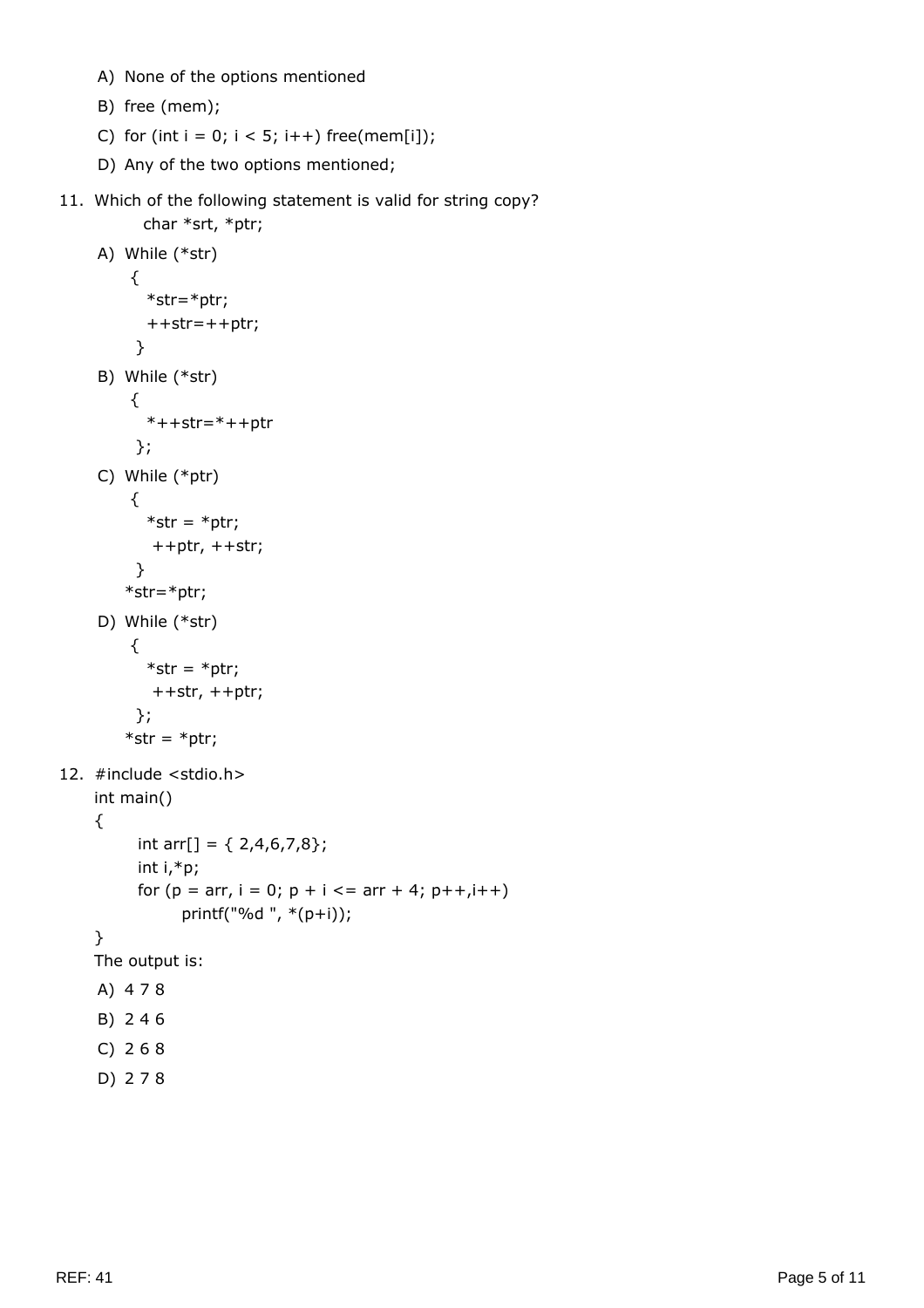A) None of the options mentioned

B) free (mem);

C) for (int i = 0; i < 5; i++) free(mem[i]);

D) Any of the two options mentioned;

11. Which of the following statement is valid for string copy?

```
char *srt, *ptr;
```

A)
```
While (*str)
{
  *str=*ptr;
  ++str=++ptr;
}
```

B)
```
While (*str)
{
  *++str=*++ptr
};
```

C)
```
While (*ptr)
{
  *str = *ptr;
   ++ptr, ++str;
}
*str=*ptr;
```

D)
```
While (*str)
{
  *str = *ptr;
   ++str, ++ptr;
};
*str = *ptr;
```

12.
```
#include <stdio.h>
int main()
{
      int arr[] = { 2,4,6,7,8};
      int i,*p;
      for (p = arr, i = 0; p + i <= arr + 4; p++,i++)
            printf("%d ", *(p+i));
}
```

The output is:

A) 4 7 8

B) 2 4 6

C) 2 6 8

D) 2 7 8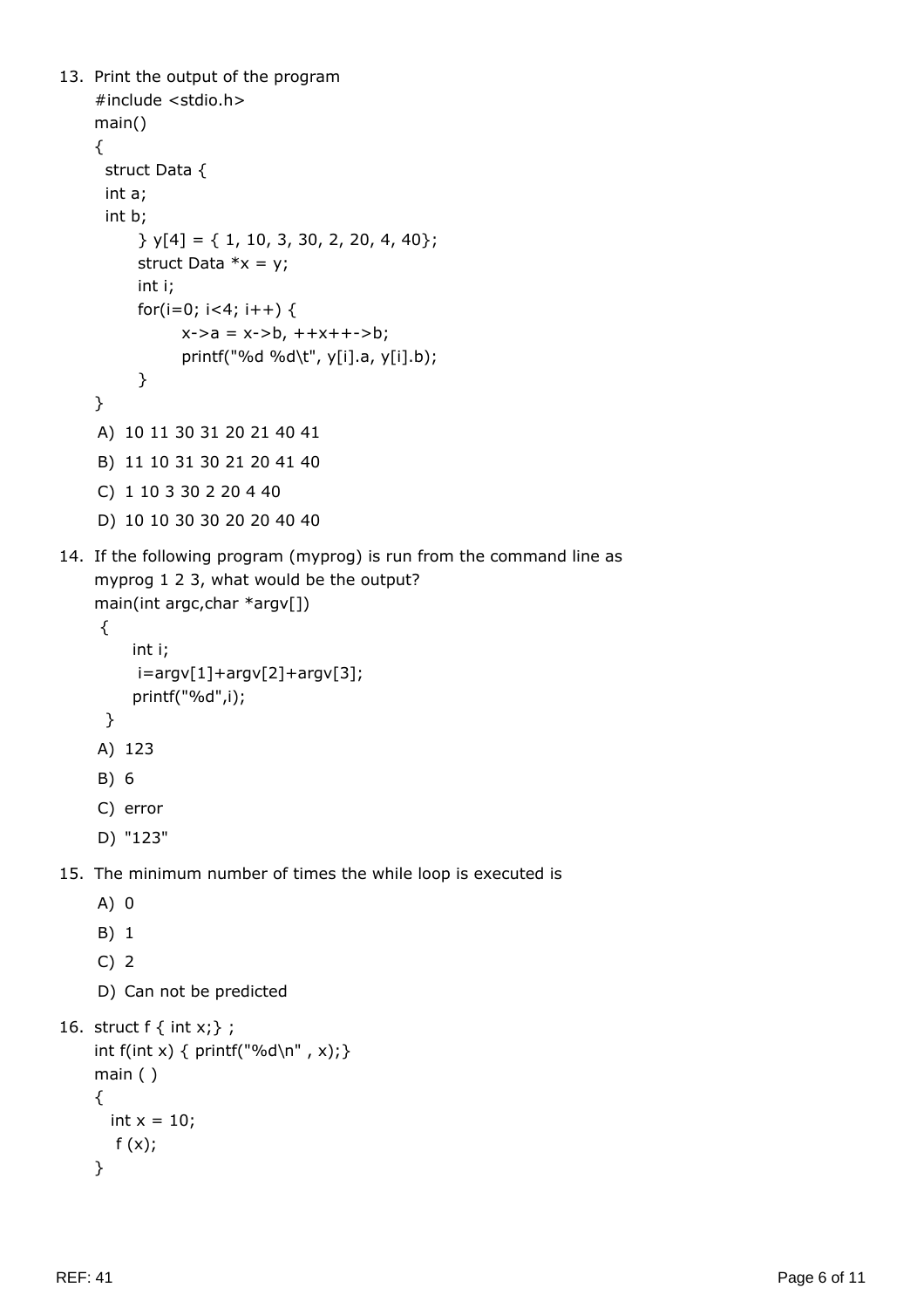13. Print the output of the program

```
#include <stdio.h>
main()
{
  struct Data {
  int a;
  int b;
      } y[4] = { 1, 10, 3, 30, 2, 20, 4, 40};
      struct Data *x = y;
      int i;
      for(i=0; i<4; i++) {
            x->a = x->b, ++x++->b;
            printf("%d %d\t", y[i].a, y[i].b);
      }
}
```

   A) 10 11 30 31 20 21 40 41

   B) 11 10 31 30 21 20 41 40

   C) 1 10 3 30 2 20 4 40

   D) 10 10 30 30 20 20 40 40

14. If the following program (myprog) is run from the command line as myprog 1 2 3, what would be the output?

```
main(int argc,char *argv[])
 {
      int i;
       i=argv[1]+argv[2]+argv[3];
      printf("%d",i);
  }
```

   A) 123

   B) 6

   C) error

   D) "123"

15. The minimum number of times the while loop is executed is

   A) 0

   B) 1

   C) 2

   D) Can not be predicted

16. 

```
struct f { int x;} ;
int f(int x) { printf("%d\n" , x);}
main ( )
{
   int x = 10;
    f (x);
}
```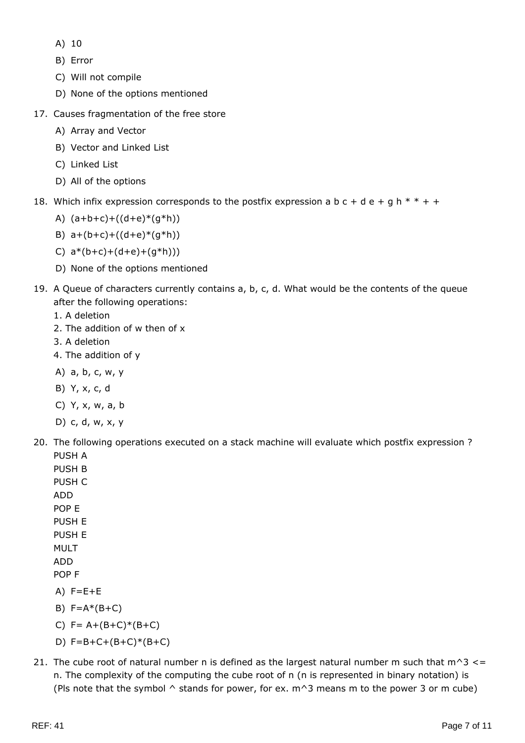A) 10

B) Error

C) Will not compile

D) None of the options mentioned

17. Causes fragmentation of the free store

    A) Array and Vector

    B) Vector and Linked List

    C) Linked List

    D) All of the options

18. Which infix expression corresponds to the postfix expression a b c + d e + g h * * + +

    A) (a+b+c)+((d+e)*(g*h))

    B) a+(b+c)+((d+e)*(g*h))

    C) a*(b+c)+(d+e)+(g*h)))

    D) None of the options mentioned

19. A Queue of characters currently contains a, b, c, d. What would be the contents of the queue after the following operations:

    1. A deletion
    2. The addition of w then of x
    3. A deletion
    4. The addition of y

    A) a, b, c, w, y

    B) Y, x, c, d

    C) Y, x, w, a, b

    D) c, d, w, x, y

20. The following operations executed on a stack machine will evaluate which postfix expression ?

    PUSH A
    PUSH B
    PUSH C
    ADD
    POP E
    PUSH E
    PUSH E
    MULT
    ADD
    POP F

    A) F=E+E

    B) F=A*(B+C)

    C) F= A+(B+C)*(B+C)

    D) F=B+C+(B+C)*(B+C)

21. The cube root of natural number n is defined as the largest natural number m such that m^3 <= n. The complexity of the computing the cube root of n (n is represented in binary notation) is (Pls note that the symbol ^ stands for power, for ex. m^3 means m to the power 3 or m cube)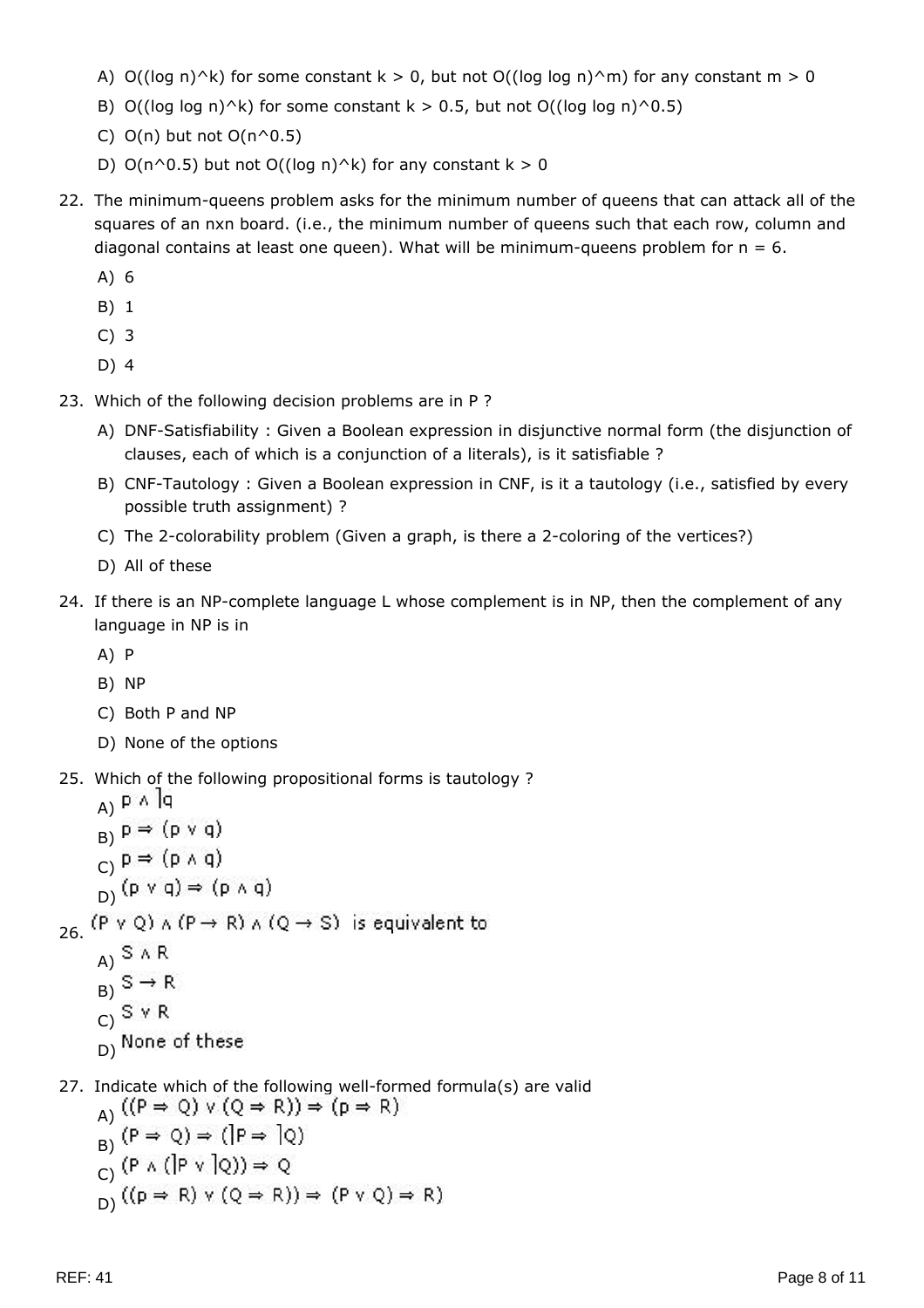A) $O((\log n)^k)$ for some constant $k > 0$, but not $O((\log \log n)^m)$ for any constant $m > 0$

B) $O((\log \log n)^k)$ for some constant $k > 0.5$, but not $O((\log \log n)^{0.5})$

C) $O(n)$ but not $O(n^{0.5})$

D) $O(n^{0.5})$ but not $O((\log n)^k)$ for any constant $k > 0$

22. The minimum-queens problem asks for the minimum number of queens that can attack all of the squares of an nxn board. (i.e., the minimum number of queens such that each row, column and diagonal contains at least one queen). What will be minimum-queens problem for n = 6.

    A) 6

    B) 1

    C) 3

    D) 4

23. Which of the following decision problems are in P ?

    A) DNF-Satisfiability : Given a Boolean expression in disjunctive normal form (the disjunction of clauses, each of which is a conjunction of a literals), is it satisfiable ?

    B) CNF-Tautology : Given a Boolean expression in CNF, is it a tautology (i.e., satisfied by every possible truth assignment) ?

    C) The 2-colorability problem (Given a graph, is there a 2-coloring of the vertices?)

    D) All of these

24. If there is an NP-complete language L whose complement is in NP, then the complement of any language in NP is in

    A) P

    B) NP

    C) Both P and NP

    D) None of the options

25. Which of the following propositional forms is tautology ?

    A) $p \wedge \rceil q$

    B) $p \Rightarrow (p \vee q)$

    C) $p \Rightarrow (p \wedge q)$

    D) $(p \vee q) \Rightarrow (p \wedge q)$

26. $(P \vee Q) \wedge (P \rightarrow R) \wedge (Q \rightarrow S)$ is equivalent to

    A) $S \wedge R$

    B) $S \rightarrow R$

    C) $S \vee R$

    D) None of these

27. Indicate which of the following well-formed formula(s) are valid

    A) $((P \Rightarrow Q) \vee (Q \Rightarrow R)) \Rightarrow (p \Rightarrow R)$

    B) $(P \Rightarrow Q) \Rightarrow (\rceil P \Rightarrow \rceil Q)$

    C) $(P \wedge (\rceil P \vee \rceil Q)) \Rightarrow Q$

    D) $((p \Rightarrow R) \vee (Q \Rightarrow R)) \Rightarrow (P \vee Q) \Rightarrow R)$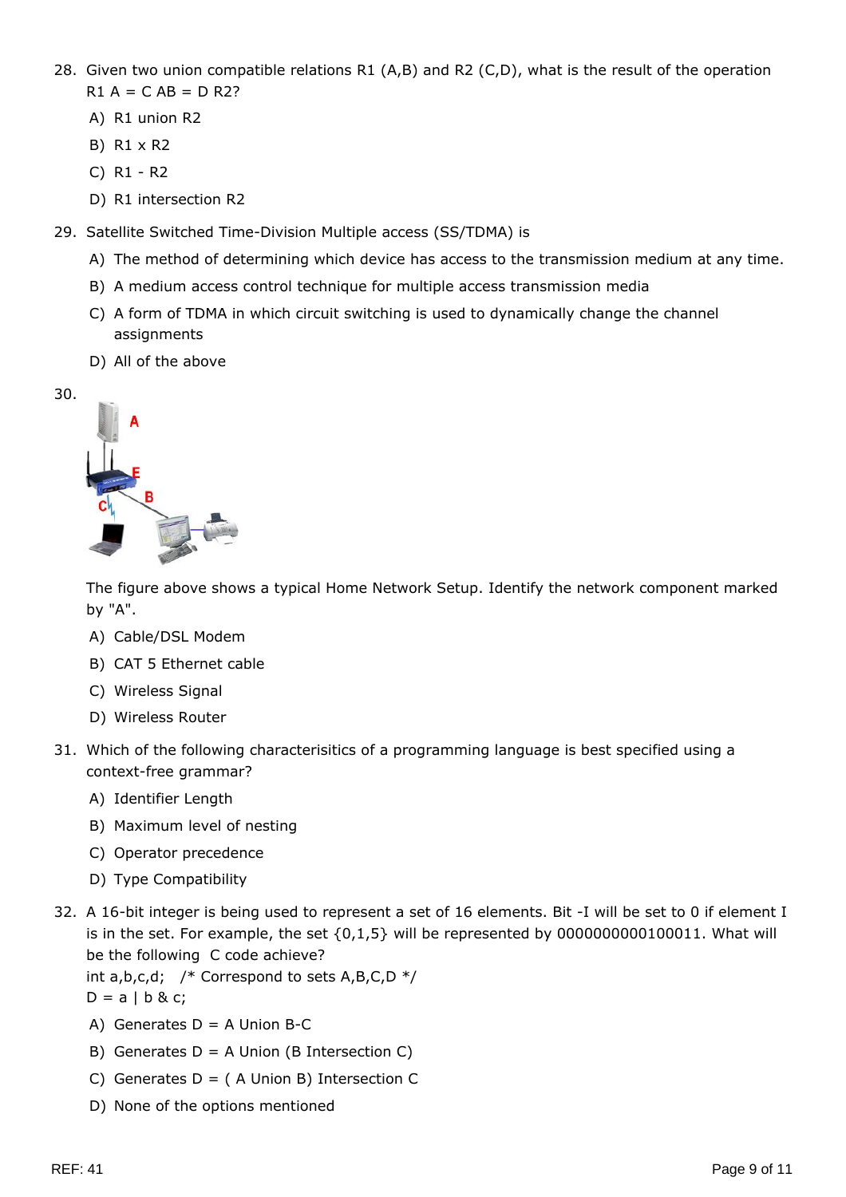28. Given two union compatible relations R1 (A,B) and R2 (C,D), what is the result of the operation R1 A = C AB = D R2?

    A) R1 union R2

    B) R1 x R2

    C) R1 - R2

    D) R1 intersection R2

29. Satellite Switched Time-Division Multiple access (SS/TDMA) is

    A) The method of determining which device has access to the transmission medium at any time.

    B) A medium access control technique for multiple access transmission media

    C) A form of TDMA in which circuit switching is used to dynamically change the channel assignments

    D) All of the above

30. The figure above shows a typical Home Network Setup. Identify the network component marked by "A".

    A) Cable/DSL Modem

    B) CAT 5 Ethernet cable

    C) Wireless Signal

    D) Wireless Router

31. Which of the following characterisitics of a programming language is best specified using a context-free grammar?

    A) Identifier Length

    B) Maximum level of nesting

    C) Operator precedence

    D) Type Compatibility

32. A 16-bit integer is being used to represent a set of 16 elements. Bit -I will be set to 0 if element I is in the set. For example, the set {0,1,5} will be represented by 0000000000100011. What will be the following C code achieve?

```
int a,b,c,d;   /* Correspond to sets A,B,C,D */
D = a | b & c;
```

    A) Generates D = A Union B-C

    B) Generates D = A Union (B Intersection C)

    C) Generates D = ( A Union B) Intersection C

    D) None of the options mentioned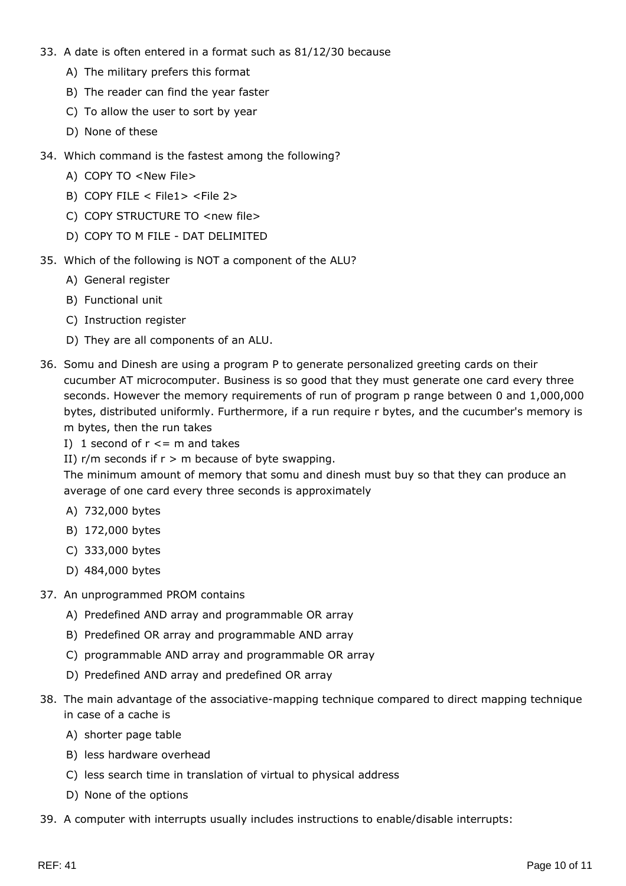33. A date is often entered in a format such as 81/12/30 because
    - A) The military prefers this format
    - B) The reader can find the year faster
    - C) To allow the user to sort by year
    - D) None of these

34. Which command is the fastest among the following?
    - A) COPY TO <New File>
    - B) COPY FILE < File1> <File 2>
    - C) COPY STRUCTURE TO <new file>
    - D) COPY TO M FILE - DAT DELIMITED

35. Which of the following is NOT a component of the ALU?
    - A) General register
    - B) Functional unit
    - C) Instruction register
    - D) They are all components of an ALU.

36. Somu and Dinesh are using a program P to generate personalized greeting cards on their cucumber AT microcomputer. Business is so good that they must generate one card every three seconds. However the memory requirements of run of program p range between 0 and 1,000,000 bytes, distributed uniformly. Furthermore, if a run require r bytes, and the cucumber's memory is m bytes, then the run takes
    I) 1 second of $r <= m$ and takes
    II) $r/m$ seconds if $r > m$ because of byte swapping.
    The minimum amount of memory that somu and dinesh must buy so that they can produce an average of one card every three seconds is approximately
    - A) 732,000 bytes
    - B) 172,000 bytes
    - C) 333,000 bytes
    - D) 484,000 bytes

37. An unprogrammed PROM contains
    - A) Predefined AND array and programmable OR array
    - B) Predefined OR array and programmable AND array
    - C) programmable AND array and programmable OR array
    - D) Predefined AND array and predefined OR array

38. The main advantage of the associative-mapping technique compared to direct mapping technique in case of a cache is
    - A) shorter page table
    - B) less hardware overhead
    - C) less search time in translation of virtual to physical address
    - D) None of the options

39. A computer with interrupts usually includes instructions to enable/disable interrupts: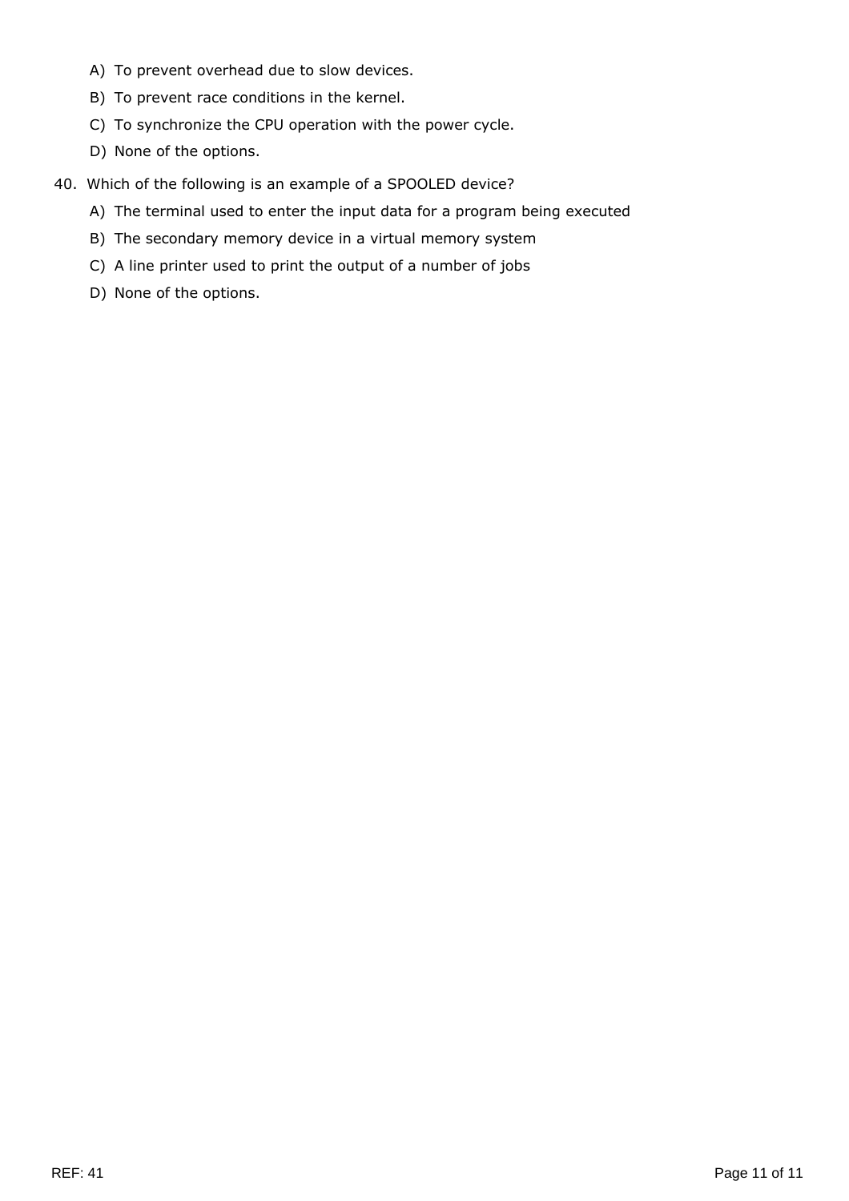A) To prevent overhead due to slow devices.

B) To prevent race conditions in the kernel.

C) To synchronize the CPU operation with the power cycle.

D) None of the options.

40. Which of the following is an example of a SPOOLED device?

    A) The terminal used to enter the input data for a program being executed

    B) The secondary memory device in a virtual memory system

    C) A line printer used to print the output of a number of jobs

    D) None of the options.

REF: 41